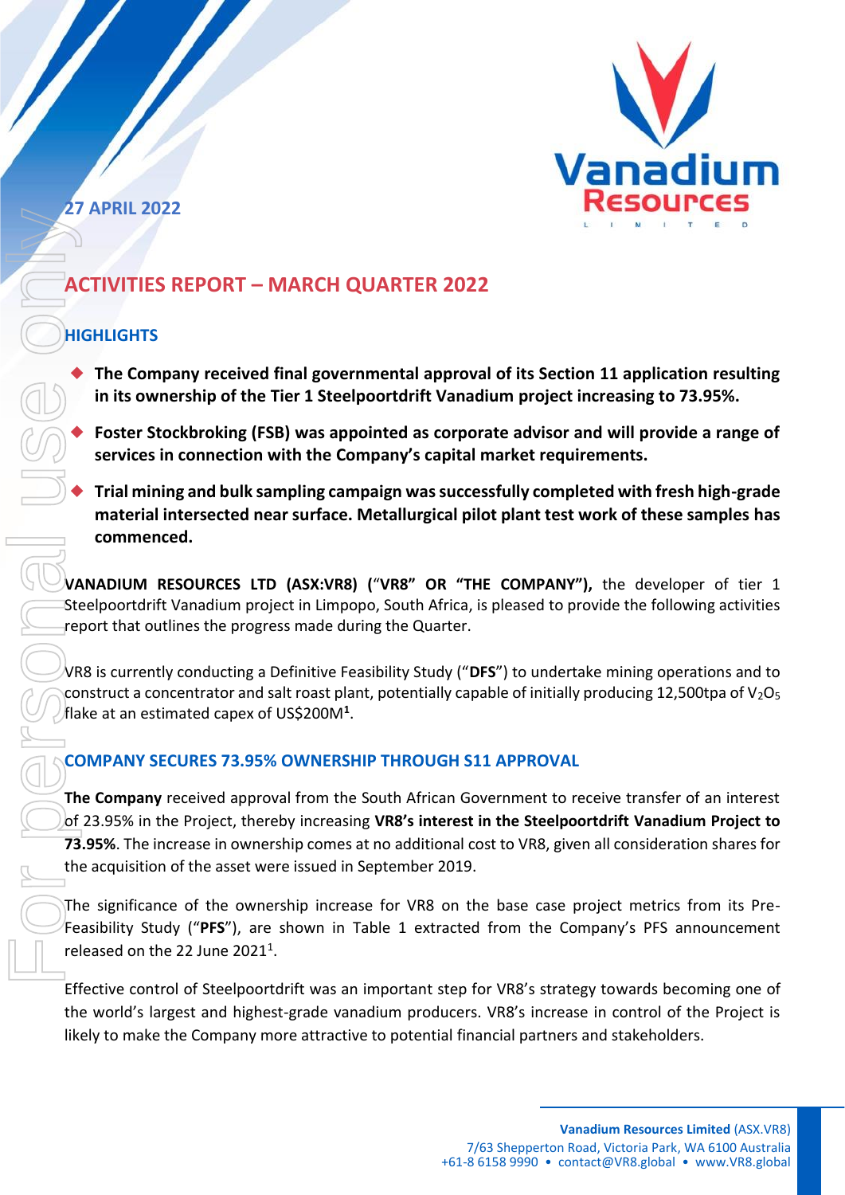27 APRIL 2022

# ACTIVITIES REPORT – MARCH QUARTER 2022

## HIGHLIGHTS

- **The Company received final governmental approval of its Section 11 application resulting in its ownership of the Tier 1 Steelpoortdrift Vanadium project increasing to 73.95%.**
- **Foster Stockbroking (FSB) was appointed as corporate advisor and will provide a range of services in connection with the Company's capital market requirements.**
- **Trial mining and bulk sampling campaign was successfully completed with fresh high-grade material intersected near surface. Metallurgical pilot plant test work of these samples has commenced.**

**VANADIUM RESOURCES LTD (ASX:VR8) ("VR8" OR "THE COMPANY"),** the developer of tier 1 Steelpoortdrift Vanadium project in Limpopo, South Africa, is pleased to provide the following activities report that outlines the progress made during the Quarter.

VR8 is currently conducting a Definitive Feasibility Study ("**DFS**") to undertake mining operations and to construct a concentrator and salt roast plant, potentially capable of initially producing 12,500tpa of $V_2O_5$ flake at an estimated capex of US$200M[1].

## COMPANY SECURES 73.95% OWNERSHIP THROUGH S11 APPROVAL

**The Company** received approval from the South African Government to receive transfer of an interest of 23.95% in the Project, thereby increasing **VR8's interest in the Steelpoortdrift Vanadium Project to 73.95%**. The increase in ownership comes at no additional cost to VR8, given all consideration shares for the acquisition of the asset were issued in September 2019.

The significance of the ownership increase for VR8 on the base case project metrics from its Pre-Feasibility Study ("**PFS**"), are shown in Table 1 extracted from the Company's PFS announcement released on the 22 June 2021[1].

Effective control of Steelpoortdrift was an important step for VR8's strategy towards becoming one of the world's largest and highest-grade vanadium producers. VR8's increase in control of the Project is likely to make the Company more attractive to potential financial partners and stakeholders.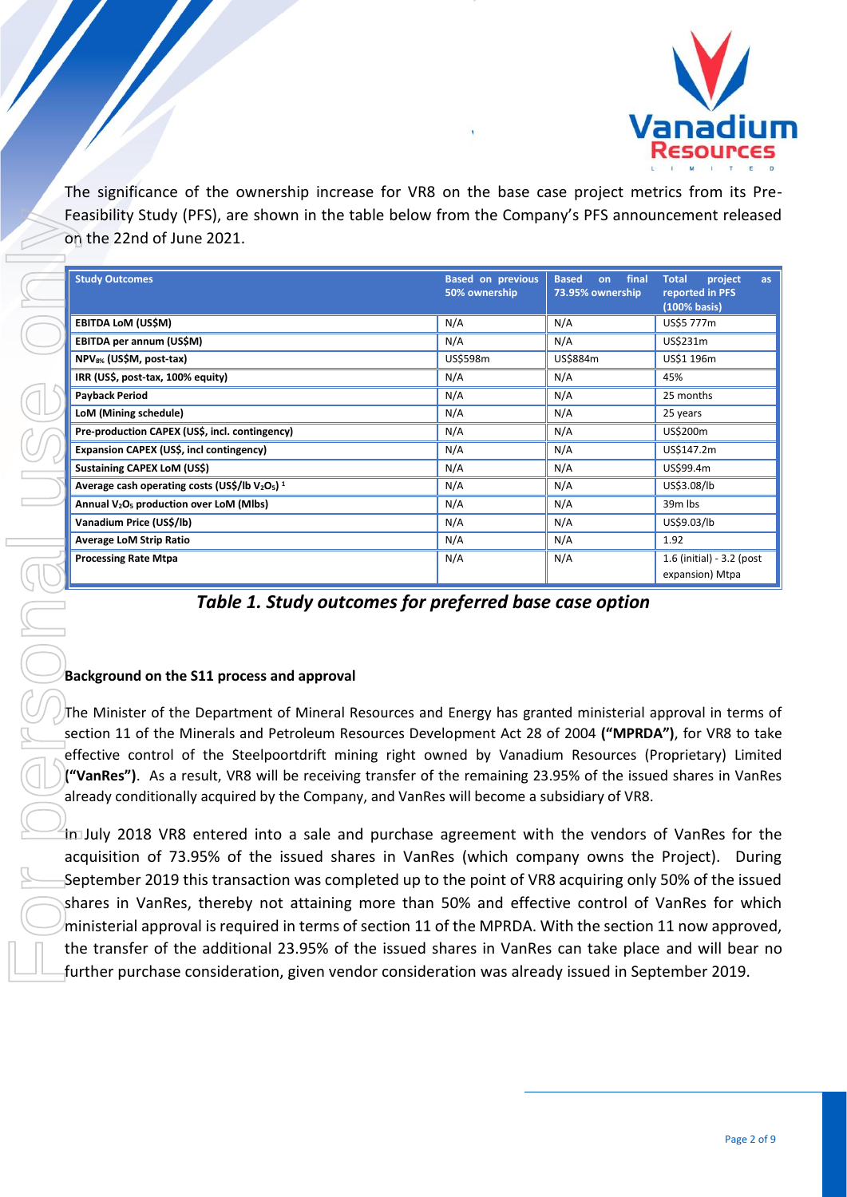The significance of the ownership increase for VR8 on the base case project metrics from its Pre-Feasibility Study (PFS), are shown in the table below from the Company's PFS announcement released on the 22nd of June 2021.

| Study Outcomes | Based on previous 50% ownership | Based on final 73.95% ownership | Total project as reported in PFS (100% basis) |
|---|---|---|---|
| **EBITDA LoM (US$M)** | N/A | N/A | US$5 777m |
| **EBITDA per annum (US$M)** | N/A | N/A | US$231m |
| **$NPV_{8\%}$ (US$M, post-tax)** | US$598m | US$884m | US$1 196m |
| **IRR (US$, post-tax, 100% equity)** | N/A | N/A | 45% |
| **Payback Period** | N/A | N/A | 25 months |
| **LoM (Mining schedule)** | N/A | N/A | 25 years |
| **Pre-production CAPEX (US$, incl. contingency)** | N/A | N/A | US$200m |
| **Expansion CAPEX (US$, incl contingency)** | N/A | N/A | US$147.2m |
| **Sustaining CAPEX LoM (US$)** | N/A | N/A | US$99.4m |
| **Average cash operating costs (US$/lb $V_2O_5$) [1]** | N/A | N/A | US$3.08/lb |
| **Annual $V_2O_5$ production over LoM (Mlbs)** | N/A | N/A | 39m lbs |
| **Vanadium Price (US$/lb)** | N/A | N/A | US$9.03/lb |
| **Average LoM Strip Ratio** | N/A | N/A | 1.92 |
| **Processing Rate Mtpa** | N/A | N/A | 1.6 (initial) - 3.2 (post expansion) Mtpa |

***Table 1. Study outcomes for preferred base case option***

**Background on the S11 process and approval**

The Minister of the Department of Mineral Resources and Energy has granted ministerial approval in terms of section 11 of the Minerals and Petroleum Resources Development Act 28 of 2004 **("MPRDA")**, for VR8 to take effective control of the Steelpoortdrift mining right owned by Vanadium Resources (Proprietary) Limited **("VanRes")**. As a result, VR8 will be receiving transfer of the remaining 23.95% of the issued shares in VanRes already conditionally acquired by the Company, and VanRes will become a subsidiary of VR8.

In July 2018 VR8 entered into a sale and purchase agreement with the vendors of VanRes for the acquisition of 73.95% of the issued shares in VanRes (which company owns the Project). During September 2019 this transaction was completed up to the point of VR8 acquiring only 50% of the issued shares in VanRes, thereby not attaining more than 50% and effective control of VanRes for which ministerial approval is required in terms of section 11 of the MPRDA. With the section 11 now approved, the transfer of the additional 23.95% of the issued shares in VanRes can take place and will bear no further purchase consideration, given vendor consideration was already issued in September 2019.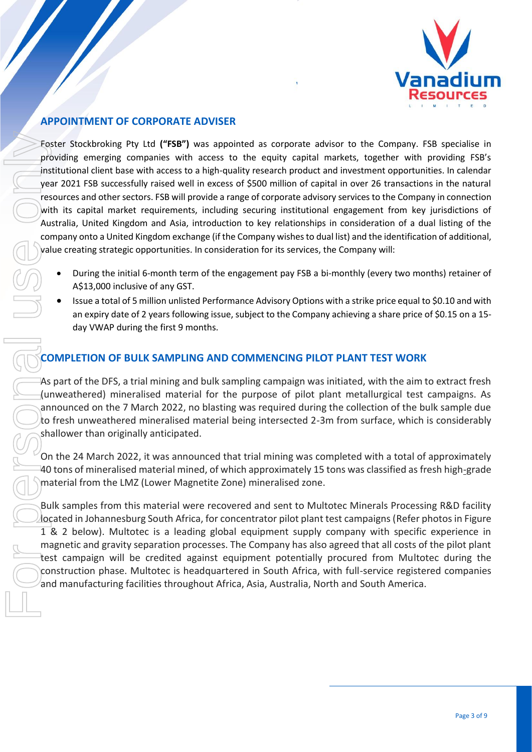## APPOINTMENT OF CORPORATE ADVISER

Foster Stockbroking Pty Ltd **("FSB")** was appointed as corporate advisor to the Company. FSB specialise in providing emerging companies with access to the equity capital markets, together with providing FSB's institutional client base with access to a high-quality research product and investment opportunities. In calendar year 2021 FSB successfully raised well in excess of $500 million of capital in over 26 transactions in the natural resources and other sectors. FSB will provide a range of corporate advisory services to the Company in connection with its capital market requirements, including securing institutional engagement from key jurisdictions of Australia, United Kingdom and Asia, introduction to key relationships in consideration of a dual listing of the company onto a United Kingdom exchange (if the Company wishes to dual list) and the identification of additional, value creating strategic opportunities. In consideration for its services, the Company will:

- During the initial 6-month term of the engagement pay FSB a bi-monthly (every two months) retainer of A$13,000 inclusive of any GST.
- Issue a total of 5 million unlisted Performance Advisory Options with a strike price equal to $0.10 and with an expiry date of 2 years following issue, subject to the Company achieving a share price of $0.15 on a 15-day VWAP during the first 9 months.

## COMPLETION OF BULK SAMPLING AND COMMENCING PILOT PLANT TEST WORK

As part of the DFS, a trial mining and bulk sampling campaign was initiated, with the aim to extract fresh (unweathered) mineralised material for the purpose of pilot plant metallurgical test campaigns. As announced on the 7 March 2022, no blasting was required during the collection of the bulk sample due to fresh unweathered mineralised material being intersected 2-3m from surface, which is considerably shallower than originally anticipated.

On the 24 March 2022, it was announced that trial mining was completed with a total of approximately 40 tons of mineralised material mined, of which approximately 15 tons was classified as fresh high-grade material from the LMZ (Lower Magnetite Zone) mineralised zone.

Bulk samples from this material were recovered and sent to Multotec Minerals Processing R&D facility located in Johannesburg South Africa, for concentrator pilot plant test campaigns (Refer photos in Figure 1 & 2 below). Multotec is a leading global equipment supply company with specific experience in magnetic and gravity separation processes. The Company has also agreed that all costs of the pilot plant test campaign will be credited against equipment potentially procured from Multotec during the construction phase. Multotec is headquartered in South Africa, with full-service registered companies and manufacturing facilities throughout Africa, Asia, Australia, North and South America.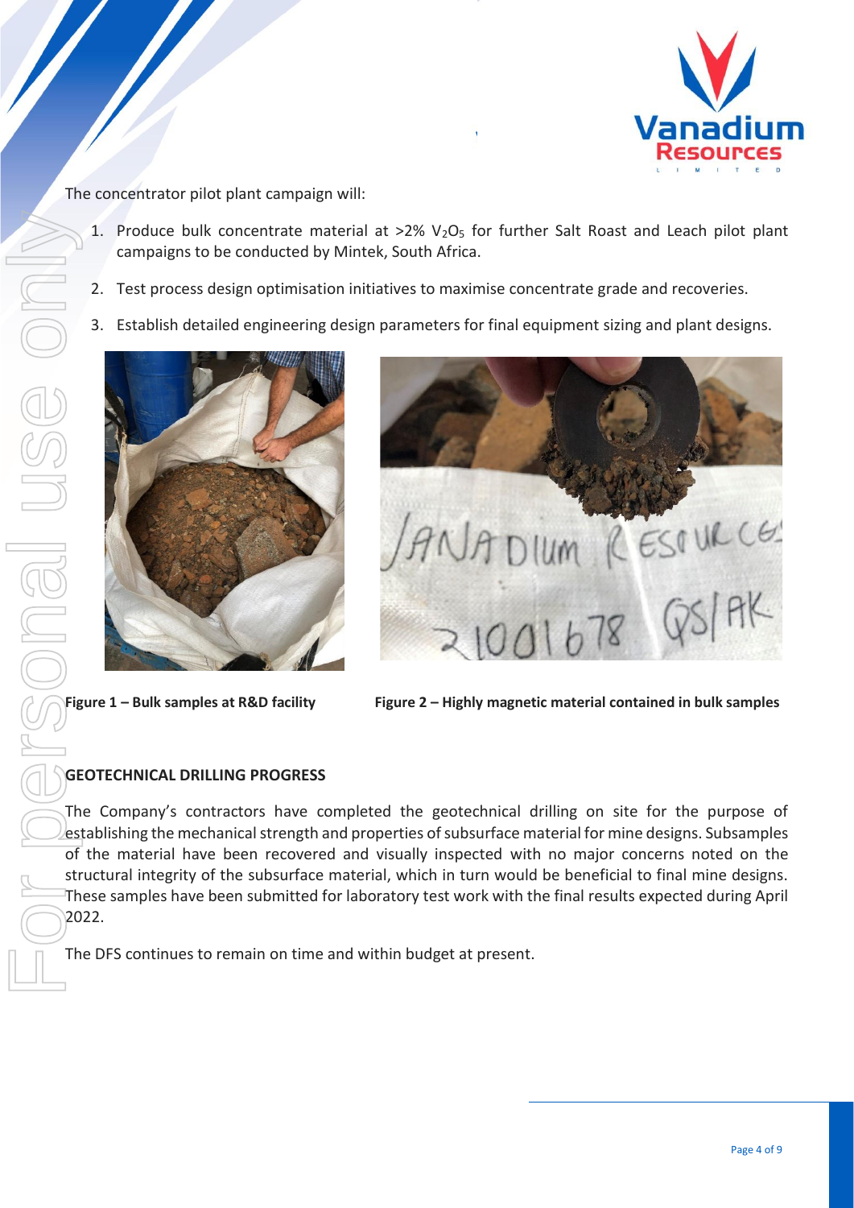The concentrator pilot plant campaign will:

1. Produce bulk concentrate material at >2% $V_2O_5$ for further Salt Roast and Leach pilot plant campaigns to be conducted by Mintek, South Africa.
2. Test process design optimisation initiatives to maximise concentrate grade and recoveries.
3. Establish detailed engineering design parameters for final equipment sizing and plant designs.

**Figure 1 – Bulk samples at R&D facility**

**Figure 2 – Highly magnetic material contained in bulk samples**

## GEOTECHNICAL DRILLING PROGRESS

The Company's contractors have completed the geotechnical drilling on site for the purpose of establishing the mechanical strength and properties of subsurface material for mine designs. Subsamples of the material have been recovered and visually inspected with no major concerns noted on the structural integrity of the subsurface material, which in turn would be beneficial to final mine designs. These samples have been submitted for laboratory test work with the final results expected during April 2022.

The DFS continues to remain on time and within budget at present.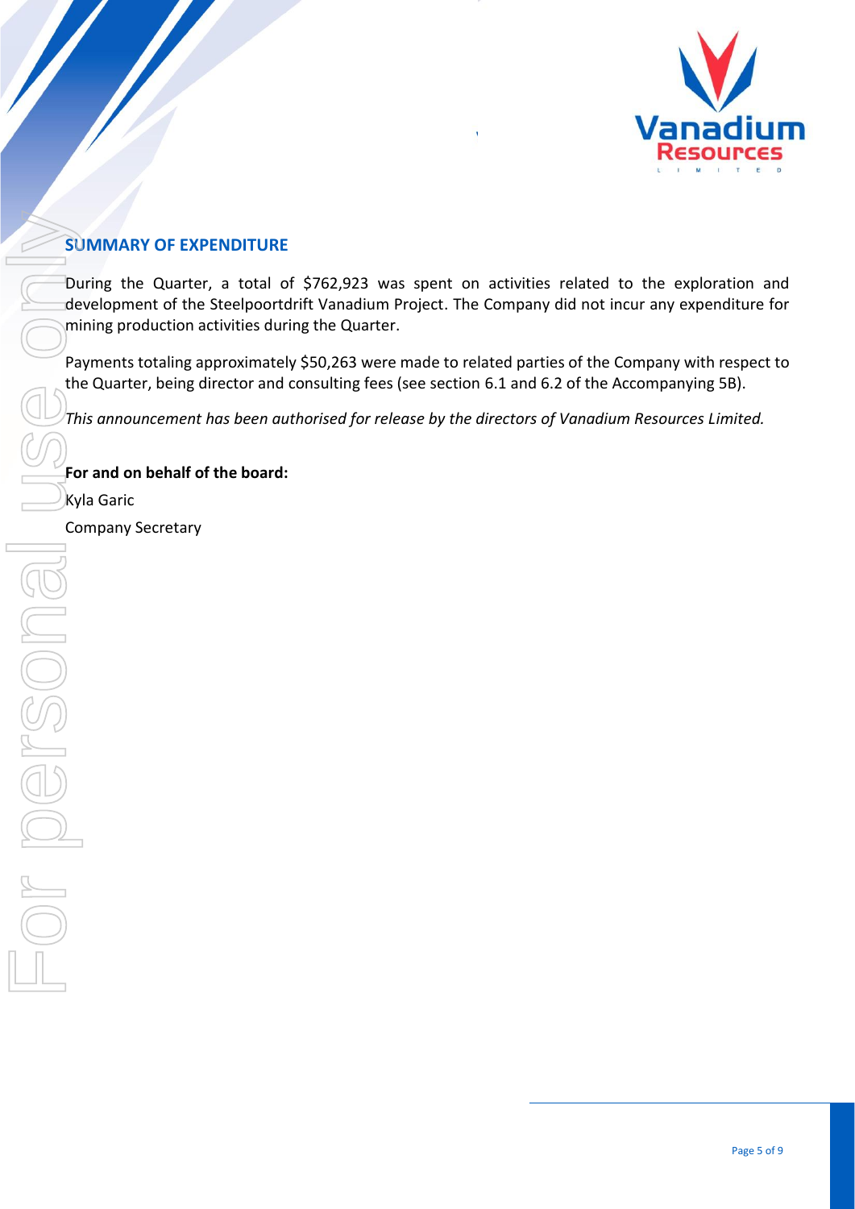## SUMMARY OF EXPENDITURE

During the Quarter, a total of $762,923 was spent on activities related to the exploration and development of the Steelpoortdrift Vanadium Project. The Company did not incur any expenditure for mining production activities during the Quarter.

Payments totaling approximately $50,263 were made to related parties of the Company with respect to the Quarter, being director and consulting fees (see section 6.1 and 6.2 of the Accompanying 5B).

*This announcement has been authorised for release by the directors of Vanadium Resources Limited.*

**For and on behalf of the board:**

Kyla Garic

Company Secretary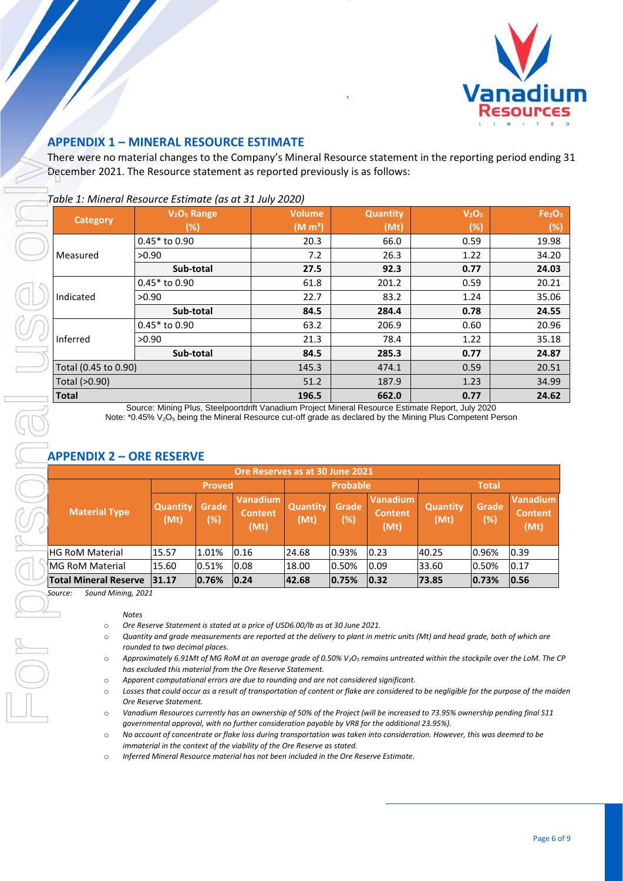## APPENDIX 1 – MINERAL RESOURCE ESTIMATE

There were no material changes to the Company's Mineral Resource statement in the reporting period ending 31 December 2021. The Resource statement as reported previously is as follows:

*Table 1: Mineral Resource Estimate (as at 31 July 2020)*

| Category | $V_2O_5$ Range (%) | Volume (M $m^3$) | Quantity (Mt) | $V_2O_5$ (%) | $Fe_2O_3$ (%) |
|---|---|---|---|---|---|
| Measured | 0.45* to 0.90 | 20.3 | 66.0 | 0.59 | 19.98 |
| | >0.90 | 7.2 | 26.3 | 1.22 | 34.20 |
| | **Sub-total** | **27.5** | **92.3** | **0.77** | **24.03** |
| Indicated | 0.45* to 0.90 | 61.8 | 201.2 | 0.59 | 20.21 |
| | >0.90 | 22.7 | 83.2 | 1.24 | 35.06 |
| | **Sub-total** | **84.5** | **284.4** | **0.78** | **24.55** |
| Inferred | 0.45* to 0.90 | 63.2 | 206.9 | 0.60 | 20.96 |
| | >0.90 | 21.3 | 78.4 | 1.22 | 35.18 |
| | **Sub-total** | **84.5** | **285.3** | **0.77** | **24.87** |
| Total (0.45 to 0.90) | | 145.3 | 474.1 | 0.59 | 20.51 |
| Total (>0.90) | | 51.2 | 187.9 | 1.23 | 34.99 |
| **Total** | | **196.5** | **662.0** | **0.77** | **24.62** |

Source: Mining Plus, Steelpoortdrift Vanadium Project Mineral Resource Estimate Report, July 2020

Note: *0.45% $V_2O_5$ being the Mineral Resource cut-off grade as declared by the Mining Plus Competent Person

## APPENDIX 2 – ORE RESERVE

| Ore Reserves as at 30 June 2021 | | | | | | | | | |
|---|---|---|---|---|---|---|---|---|---|
| **Material Type** | **Proved** | | | **Probable** | | | **Total** | | |
| | **Quantity (Mt)** | **Grade (%)** | **Vanadium Content (Mt)** | **Quantity (Mt)** | **Grade (%)** | **Vanadium Content (Mt)** | **Quantity (Mt)** | **Grade (%)** | **Vanadium Content (Mt)** |
| HG RoM Material | 15.57 | 1.01% | 0.16 | 24.68 | 0.93% | 0.23 | 40.25 | 0.96% | 0.39 |
| MG RoM Material | 15.60 | 0.51% | 0.08 | 18.00 | 0.50% | 0.09 | 33.60 | 0.50% | 0.17 |
| **Total Mineral Reserve** | **31.17** | **0.76%** | **0.24** | **42.68** | **0.75%** | **0.32** | **73.85** | **0.73%** | **0.56** |

*Source: Sound Mining, 2021*

*Notes*

- *Ore Reserve Statement is stated at a price of USD6.00/lb as at 30 June 2021.*
- *Quantity and grade measurements are reported at the delivery to plant in metric units (Mt) and head grade, both of which are rounded to two decimal places.*
- *Approximately 6.91Mt of MG RoM at an average grade of 0.50% $V_2O_5$ remains untreated within the stockpile over the LoM. The CP has excluded this material from the Ore Reserve Statement.*
- *Apparent computational errors are due to rounding and are not considered significant.*
- *Losses that could occur as a result of transportation of content or flake are considered to be negligible for the purpose of the maiden Ore Reserve Statement.*
- *Vanadium Resources currently has an ownership of 50% of the Project (will be increased to 73.95% ownership pending final S11 governmental approval, with no further consideration payable by VR8 for the additional 23.95%).*
- *No account of concentrate or flake loss during transportation was taken into consideration. However, this was deemed to be immaterial in the context of the viability of the Ore Reserve as stated.*
- *Inferred Mineral Resource material has not been included in the Ore Reserve Estimate.*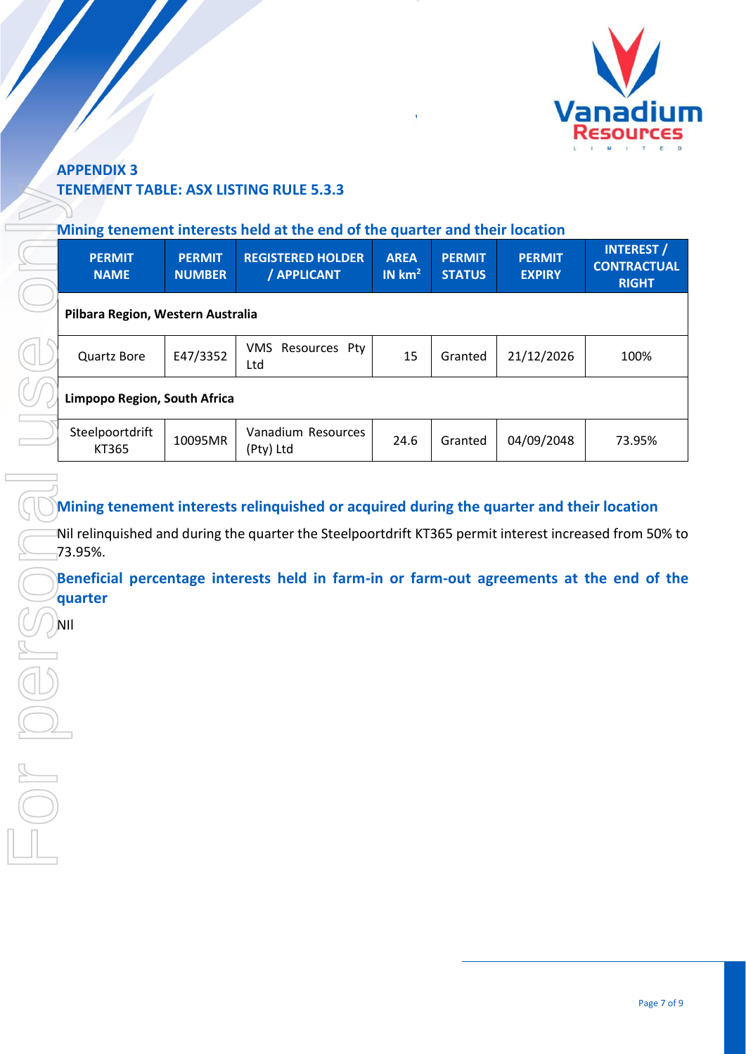## APPENDIX 3
## TENEMENT TABLE: ASX LISTING RULE 5.3.3

### Mining tenement interests held at the end of the quarter and their location

| PERMIT NAME | PERMIT NUMBER | REGISTERED HOLDER / APPLICANT | AREA IN km$^2$ | PERMIT STATUS | PERMIT EXPIRY | INTEREST / CONTRACTUAL RIGHT |
|---|---|---|---|---|---|---|
| **Pilbara Region, Western Australia** | | | | | | |
| Quartz Bore | E47/3352 | VMS Resources Pty Ltd | 15 | Granted | 21/12/2026 | 100% |
| **Limpopo Region, South Africa** | | | | | | |
| Steelpoortdrift KT365 | 10095MR | Vanadium Resources (Pty) Ltd | 24.6 | Granted | 04/09/2048 | 73.95% |

### Mining tenement interests relinquished or acquired during the quarter and their location

Nil relinquished and during the quarter the Steelpoortdrift KT365 permit interest increased from 50% to 73.95%.

### Beneficial percentage interests held in farm-in or farm-out agreements at the end of the quarter

NIl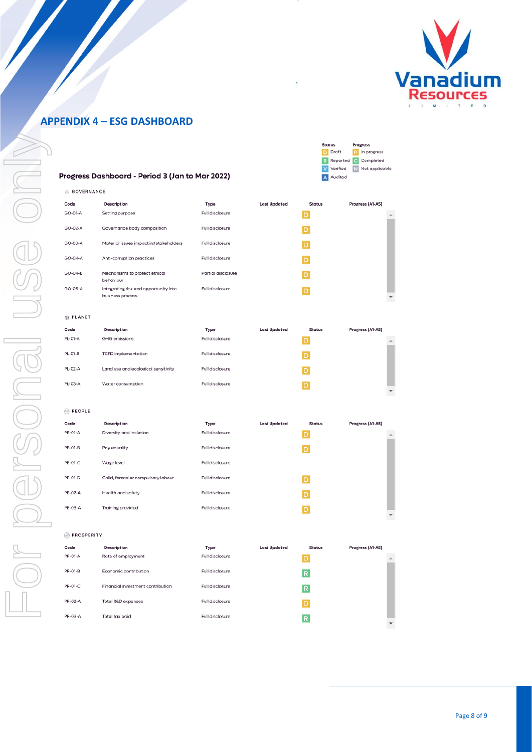## APPENDIX 4 – ESG DASHBOARD

**Progress Dashboard - Period 3 (Jan to Mar 2022)**

| Status | | Progress | |
|---|---|---|---|
| D | Draft | P | In progress |
| R | Reported | C | Completed |
| V | Verified | N | Not applicable |
| A | Audited | | |

**GOVERNANCE**

| Code | Description | Type | Last Updated | Status | Progress (A1-A5) |
|---|---|---|---|---|---|
| GO-01-A | Setting purpose | Full disclosure | | D | |
| GO-02-A | Governance body composition | Full disclosure | | D | |
| GO-03-A | Material issues impacting stakeholders | Full disclosure | | D | |
| GO-04-A | Anti-corruption practices | Full disclosure | | D | |
| GO-04-B | Mechanisms to protect ethical behaviour | Partial disclosure | | D | |
| GO-05-A | Integrating risk and opportunity into business process | Full disclosure | | D | |

**PLANET**

| Code | Description | Type | Last Updated | Status | Progress (A1-A5) |
|---|---|---|---|---|---|
| PL-01-A | GHG emissions | Full disclosure | | D | |
| PL-01-B | TCFD implementation | Full disclosure | | D | |
| PL-02-A | Land use and ecological sensitivity | Full disclosure | | D | |
| PL-03-A | Water consumption | Full disclosure | | D | |

**PEOPLE**

| Code | Description | Type | Last Updated | Status | Progress (A1-A5) |
|---|---|---|---|---|---|
| PE-01-A | Diversity and inclusion | Full disclosure | | D | |
| PE-01-B | Pay equality | Full disclosure | | D | |
| PE-01-C | Wage level | Full disclosure | | | |
| PE-01-D | Child, forced or compulsory labour | Full disclosure | | D | |
| PE-02-A | Health and safety | Full disclosure | | D | |
| PE-03-A | Training provided | Full disclosure | | D | |

**PROSPERITY**

| Code | Description | Type | Last Updated | Status | Progress (A1-A5) |
|---|---|---|---|---|---|
| PR-01-A | Rate of employment | Full disclosure | | D | |
| PR-01-B | Economic contribution | Full disclosure | | R | |
| PR-01-C | Financial investment contribution | Full disclosure | | R | |
| PR-02-A | Total R&D expenses | Full disclosure | | D | |
| PR-03-A | Total tax paid | Full disclosure | | R | |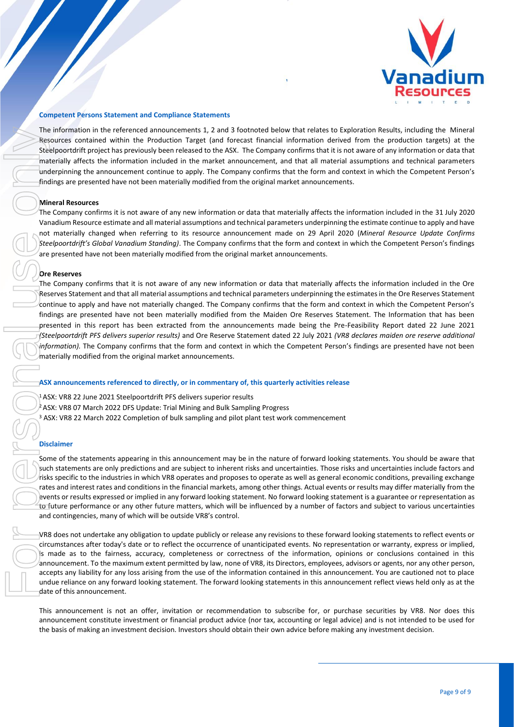## Competent Persons Statement and Compliance Statements

The information in the referenced announcements 1, 2 and 3 footnoted below that relates to Exploration Results, including the Mineral Resources contained within the Production Target (and forecast financial information derived from the production targets) at the Steelpoortdrift project has previously been released to the ASX. The Company confirms that it is not aware of any information or data that materially affects the information included in the market announcement, and that all material assumptions and technical parameters underpinning the announcement continue to apply. The Company confirms that the form and context in which the Competent Person's findings are presented have not been materially modified from the original market announcements.

### Mineral Resources

The Company confirms it is not aware of any new information or data that materially affects the information included in the 31 July 2020 Vanadium Resource estimate and all material assumptions and technical parameters underpinning the estimate continue to apply and have not materially changed when referring to its resource announcement made on 29 April 2020 (*Mineral Resource Update Confirms Steelpoortdrift's Global Vanadium Standing)*. The Company confirms that the form and context in which the Competent Person's findings are presented have not been materially modified from the original market announcements.

### Ore Reserves

The Company confirms that it is not aware of any new information or data that materially affects the information included in the Ore Reserves Statement and that all material assumptions and technical parameters underpinning the estimates in the Ore Reserves Statement continue to apply and have not materially changed. The Company confirms that the form and context in which the Competent Person's findings are presented have not been materially modified from the Maiden Ore Reserves Statement. The Information that has been presented in this report has been extracted from the announcements made being the Pre-Feasibility Report dated 22 June 2021 *(Steelpoortdrift PFS delivers superior results)* and Ore Reserve Statement dated 22 July 2021 *(VR8 declares maiden ore reserve additional information).* The Company confirms that the form and context in which the Competent Person's findings are presented have not been materially modified from the original market announcements.

## ASX announcements referenced to directly, or in commentary of, this quarterly activities release

[1] ASX: VR8 22 June 2021 Steelpoortdrift PFS delivers superior results

[2] ASX: VR8 07 March 2022 DFS Update: Trial Mining and Bulk Sampling Progress

[3] ASX: VR8 22 March 2022 Completion of bulk sampling and pilot plant test work commencement

## Disclaimer

Some of the statements appearing in this announcement may be in the nature of forward looking statements. You should be aware that such statements are only predictions and are subject to inherent risks and uncertainties. Those risks and uncertainties include factors and risks specific to the industries in which VR8 operates and proposes to operate as well as general economic conditions, prevailing exchange rates and interest rates and conditions in the financial markets, among other things. Actual events or results may differ materially from the events or results expressed or implied in any forward looking statement. No forward looking statement is a guarantee or representation as to future performance or any other future matters, which will be influenced by a number of factors and subject to various uncertainties and contingencies, many of which will be outside VR8's control.

VR8 does not undertake any obligation to update publicly or release any revisions to these forward looking statements to reflect events or circumstances after today's date or to reflect the occurrence of unanticipated events. No representation or warranty, express or implied, is made as to the fairness, accuracy, completeness or correctness of the information, opinions or conclusions contained in this announcement. To the maximum extent permitted by law, none of VR8, its Directors, employees, advisors or agents, nor any other person, accepts any liability for any loss arising from the use of the information contained in this announcement. You are cautioned not to place undue reliance on any forward looking statement. The forward looking statements in this announcement reflect views held only as at the date of this announcement.

This announcement is not an offer, invitation or recommendation to subscribe for, or purchase securities by VR8. Nor does this announcement constitute investment or financial product advice (nor tax, accounting or legal advice) and is not intended to be used for the basis of making an investment decision. Investors should obtain their own advice before making any investment decision.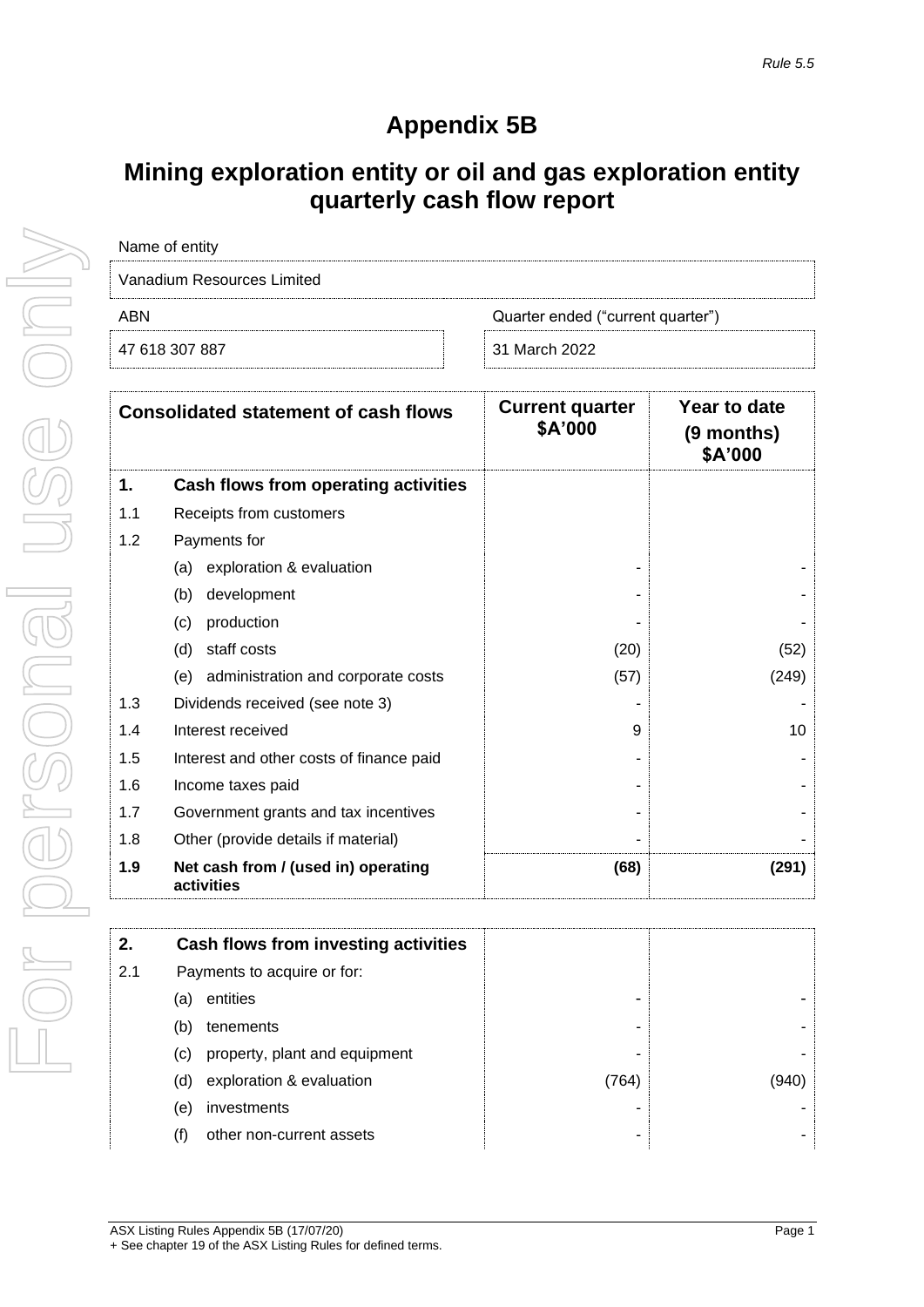# Appendix 5B

# Mining exploration entity or oil and gas exploration entity quarterly cash flow report

| Name of entity | |
|---|---|
| Vanadium Resources Limited | |
| **ABN** | **Quarter ended ("current quarter")** |
| 47 618 307 887 | 31 March 2022 |

| | Consolidated statement of cash flows | Current quarter $A'000 | Year to date (9 months) $A'000 |
|---|---|---|---|
| **1.** | **Cash flows from operating activities** | | |
| 1.1 | Receipts from customers | | |
| 1.2 | Payments for | | |
| | (a) exploration & evaluation | - | - |
| | (b) development | - | - |
| | (c) production | - | - |
| | (d) staff costs | (20) | (52) |
| | (e) administration and corporate costs | (57) | (249) |
| 1.3 | Dividends received (see note 3) | - | - |
| 1.4 | Interest received | 9 | 10 |
| 1.5 | Interest and other costs of finance paid | - | - |
| 1.6 | Income taxes paid | - | - |
| 1.7 | Government grants and tax incentives | - | - |
| 1.8 | Other (provide details if material) | - | - |
| **1.9** | **Net cash from / (used in) operating activities** | **(68)** | **(291)** |

| | | | |
|---|---|---|---|
| **2.** | **Cash flows from investing activities** | | |
| 2.1 | Payments to acquire or for: | | |
| | (a) entities | - | - |
| | (b) tenements | - | - |
| | (c) property, plant and equipment | - | - |
| | (d) exploration & evaluation | (764) | (940) |
| | (e) investments | - | - |
| | (f) other non-current assets | - | - |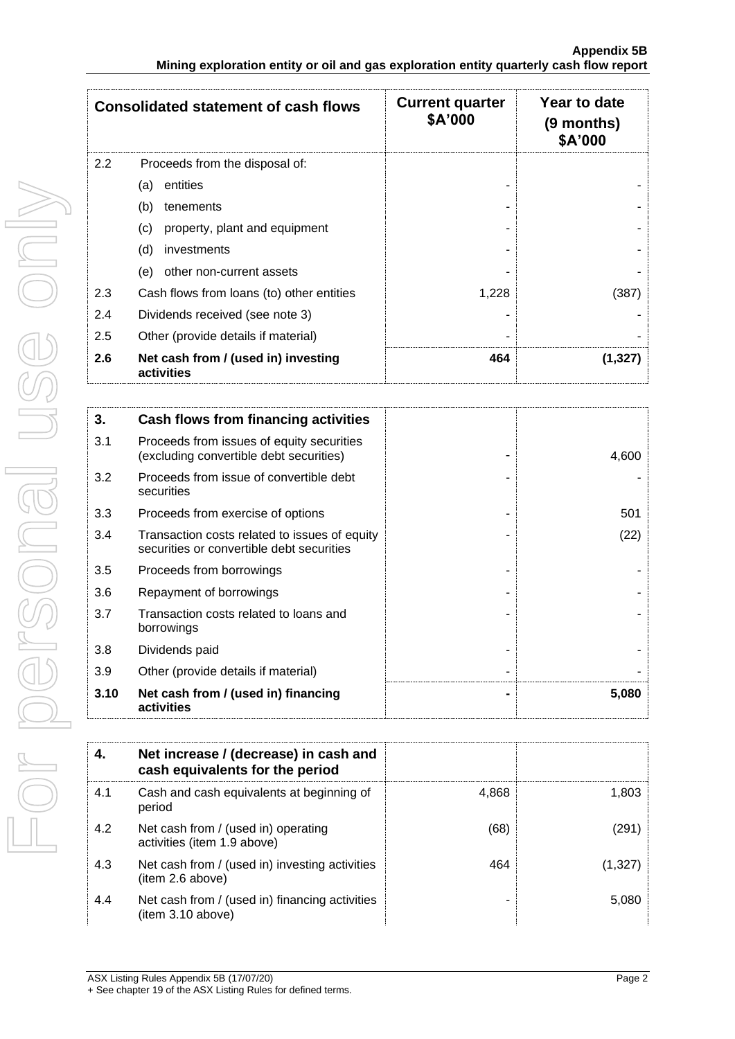| Consolidated statement of cash flows | | Current quarter $A'000 | Year to date (9 months) $A'000 |
|---|---|---|---|
| 2.2 | Proceeds from the disposal of: | | |
| | (a) entities | - | - |
| | (b) tenements | - | - |
| | (c) property, plant and equipment | - | - |
| | (d) investments | - | - |
| | (e) other non-current assets | - | - |
| 2.3 | Cash flows from loans (to) other entities | 1,228 | (387) |
| 2.4 | Dividends received (see note 3) | - | - |
| 2.5 | Other (provide details if material) | - | - |
| **2.6** | **Net cash from / (used in) investing activities** | **464** | **(1,327)** |

| **3.** | **Cash flows from financing activities** | | |
|---|---|---|---|
| 3.1 | Proceeds from issues of equity securities (excluding convertible debt securities) | - | 4,600 |
| 3.2 | Proceeds from issue of convertible debt securities | - | - |
| 3.3 | Proceeds from exercise of options | - | 501 |
| 3.4 | Transaction costs related to issues of equity securities or convertible debt securities | - | (22) |
| 3.5 | Proceeds from borrowings | - | - |
| 3.6 | Repayment of borrowings | - | - |
| 3.7 | Transaction costs related to loans and borrowings | - | - |
| 3.8 | Dividends paid | - | - |
| 3.9 | Other (provide details if material) | - | - |
| **3.10** | **Net cash from / (used in) financing activities** | **-** | **5,080** |

| **4.** | **Net increase / (decrease) in cash and cash equivalents for the period** | | |
|---|---|---|---|
| 4.1 | Cash and cash equivalents at beginning of period | 4,868 | 1,803 |
| 4.2 | Net cash from / (used in) operating activities (item 1.9 above) | (68) | (291) |
| 4.3 | Net cash from / (used in) investing activities (item 2.6 above) | 464 | (1,327) |
| 4.4 | Net cash from / (used in) financing activities (item 3.10 above) | - | 5,080 |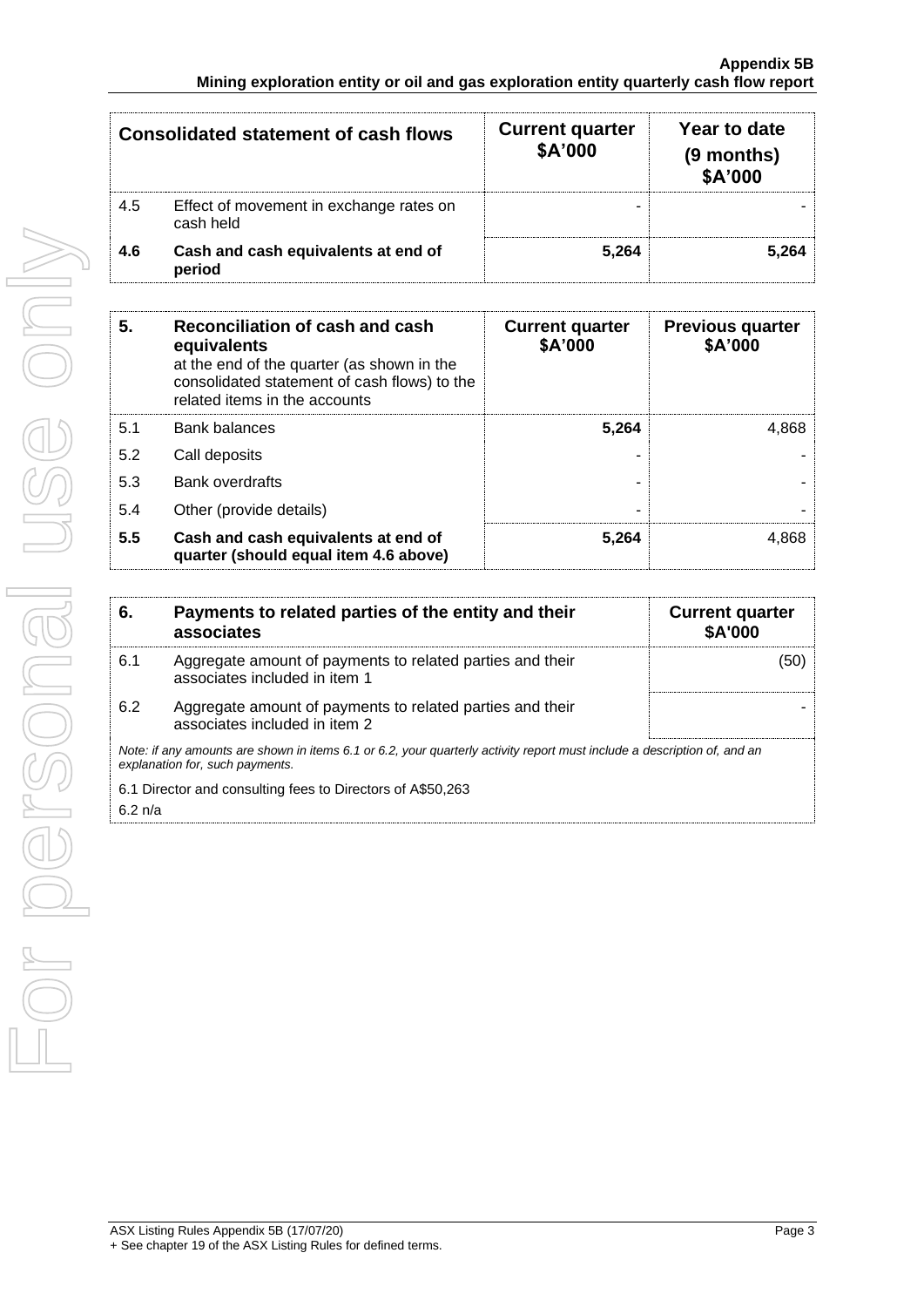| Consolidated statement of cash flows | | Current quarter $A'000 | Year to date (9 months) $A'000 |
|---|---|---|---|
| 4.5 | Effect of movement in exchange rates on cash held | - | - |
| **4.6** | **Cash and cash equivalents at end of period** | **5,264** | **5,264** |

| **5.** | **Reconciliation of cash and cash equivalents** at the end of the quarter (as shown in the consolidated statement of cash flows) to the related items in the accounts | **Current quarter $A'000** | **Previous quarter $A'000** |
|---|---|---|---|
| 5.1 | Bank balances | **5,264** | 4,868 |
| 5.2 | Call deposits | - | - |
| 5.3 | Bank overdrafts | - | - |
| 5.4 | Other (provide details) | - | - |
| **5.5** | **Cash and cash equivalents at end of quarter (should equal item 4.6 above)** | **5,264** | 4,868 |

| **6.** | **Payments to related parties of the entity and their associates** | **Current quarter $A'000** |
|---|---|---|
| 6.1 | Aggregate amount of payments to related parties and their associates included in item 1 | (50) |
| 6.2 | Aggregate amount of payments to related parties and their associates included in item 2 | - |

*Note: if any amounts are shown in items 6.1 or 6.2, your quarterly activity report must include a description of, and an explanation for, such payments.*

6.1 Director and consulting fees to Directors of A$50,263

6.2 n/a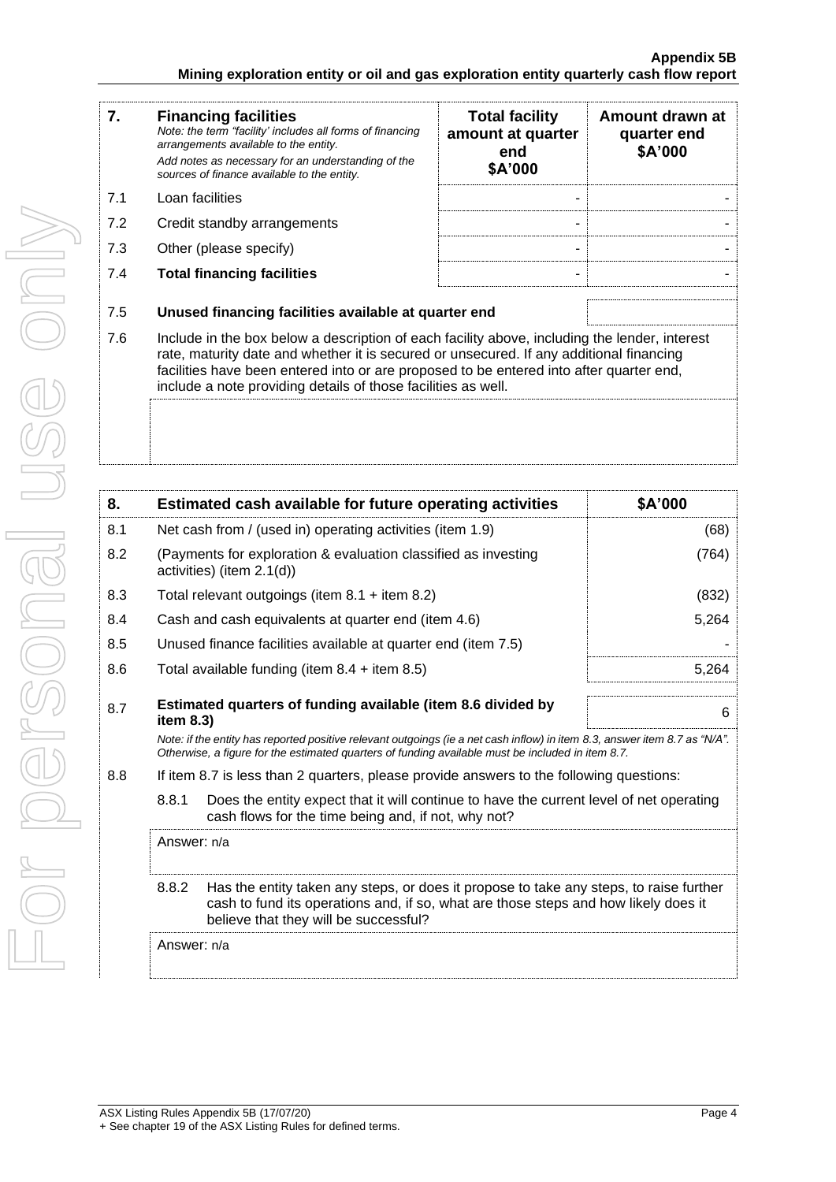| 7. | **Financing facilities**<br>*Note: the term "facility' includes all forms of financing arrangements available to the entity.*<br>*Add notes as necessary for an understanding of the sources of finance available to the entity.* | **Total facility amount at quarter end $A'000** | **Amount drawn at quarter end $A'000** |
|---|---|---|---|
| 7.1 | Loan facilities | - | - |
| 7.2 | Credit standby arrangements | - | - |
| 7.3 | Other (please specify) | - | - |
| 7.4 | **Total financing facilities** | - | - |

| | | |
|---|---|---|
| 7.5 | **Unused financing facilities available at quarter end** | |
| 7.6 | Include in the box below a description of each facility above, including the lender, interest rate, maturity date and whether it is secured or unsecured. If any additional financing facilities have been entered into or are proposed to be entered into after quarter end, include a note providing details of those facilities as well. | |

| 8. | **Estimated cash available for future operating activities** | **$A'000** |
|---|---|---|
| 8.1 | Net cash from / (used in) operating activities (item 1.9) | (68) |
| 8.2 | (Payments for exploration & evaluation classified as investing activities) (item 2.1(d)) | (764) |
| 8.3 | Total relevant outgoings (item 8.1 + item 8.2) | (832) |
| 8.4 | Cash and cash equivalents at quarter end (item 4.6) | 5,264 |
| 8.5 | Unused finance facilities available at quarter end (item 7.5) | - |
| 8.6 | Total available funding (item 8.4 + item 8.5) | 5,264 |
| 8.7 | **Estimated quarters of funding available (item 8.6 divided by item 8.3)** | 6 |

*Note: if the entity has reported positive relevant outgoings (ie a net cash inflow) in item 8.3, answer item 8.7 as "N/A". Otherwise, a figure for the estimated quarters of funding available must be included in item 8.7.*

8.8 If item 8.7 is less than 2 quarters, please provide answers to the following questions:

8.8.1 Does the entity expect that it will continue to have the current level of net operating cash flows for the time being and, if not, why not?

Answer: n/a

8.8.2 Has the entity taken any steps, or does it propose to take any steps, to raise further cash to fund its operations and, if so, what are those steps and how likely does it believe that they will be successful?

Answer: n/a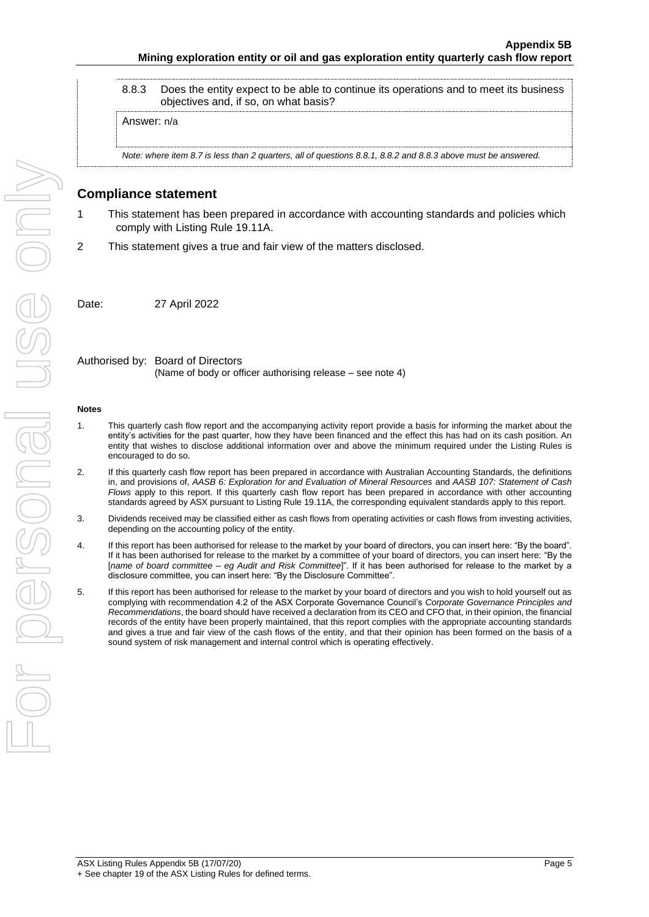| | |
|---|---|
| 8.8.3 | Does the entity expect to be able to continue its operations and to meet its business objectives and, if so, on what basis? |
| Answer: n/a | |

*Note: where item 8.7 is less than 2 quarters, all of questions 8.8.1, 8.8.2 and 8.8.3 above must be answered.*

## Compliance statement

1. This statement has been prepared in accordance with accounting standards and policies which comply with Listing Rule 19.11A.
2. This statement gives a true and fair view of the matters disclosed.

Date: 27 April 2022

Authorised by: Board of Directors
(Name of body or officer authorising release – see note 4)

**Notes**

1. This quarterly cash flow report and the accompanying activity report provide a basis for informing the market about the entity's activities for the past quarter, how they have been financed and the effect this has had on its cash position. An entity that wishes to disclose additional information over and above the minimum required under the Listing Rules is encouraged to do so.
2. If this quarterly cash flow report has been prepared in accordance with Australian Accounting Standards, the definitions in, and provisions of, *AASB 6: Exploration for and Evaluation of Mineral Resources* and *AASB 107: Statement of Cash Flows* apply to this report. If this quarterly cash flow report has been prepared in accordance with other accounting standards agreed by ASX pursuant to Listing Rule 19.11A, the corresponding equivalent standards apply to this report.
3. Dividends received may be classified either as cash flows from operating activities or cash flows from investing activities, depending on the accounting policy of the entity.
4. If this report has been authorised for release to the market by your board of directors, you can insert here: "By the board". If it has been authorised for release to the market by a committee of your board of directors, you can insert here: "By the [*name of board committee – eg Audit and Risk Committee*]". If it has been authorised for release to the market by a disclosure committee, you can insert here: "By the Disclosure Committee".
5. If this report has been authorised for release to the market by your board of directors and you wish to hold yourself out as complying with recommendation 4.2 of the ASX Corporate Governance Council's *Corporate Governance Principles and Recommendations*, the board should have received a declaration from its CEO and CFO that, in their opinion, the financial records of the entity have been properly maintained, that this report complies with the appropriate accounting standards and gives a true and fair view of the cash flows of the entity, and that their opinion has been formed on the basis of a sound system of risk management and internal control which is operating effectively.